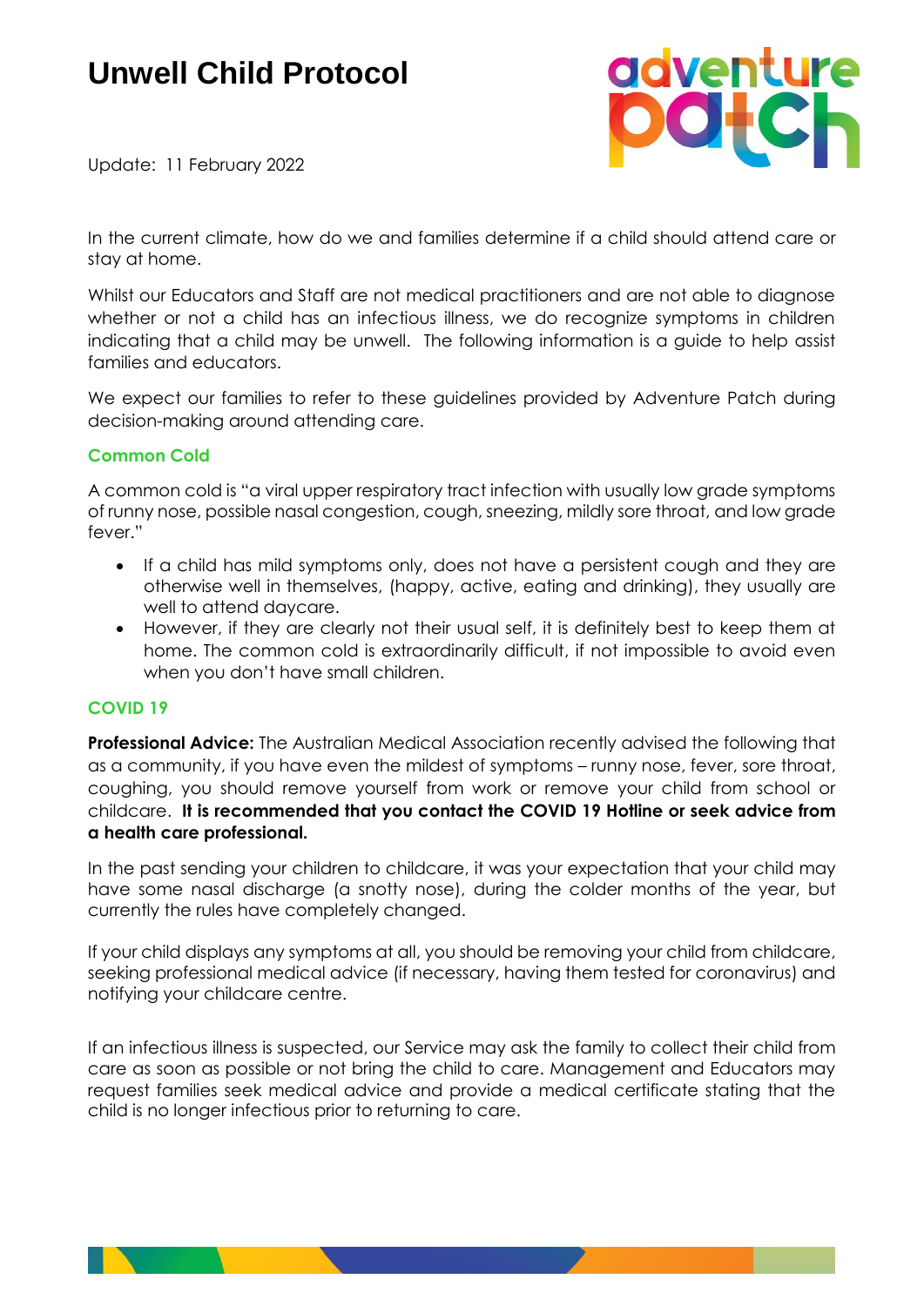# Unwell Child Protocol

Update: 11 February 2022

In the current climate, how do we and families determine if a child should attend care or stay at home.

Whilst our Educators and Staff are not medical practitioners and are not able to diagnose whether or not a child has an infectious illness, we do recognize symptoms in children indicating that a child may be unwell. The following information is a guide to help assist families and educators.

We expect our families to refer to these guidelines provided by Adventure Patch during decision-making around attending care.

### Common Cold

A common cold is "a viral upper respiratory tract infection with usually low grade symptoms of runny nose, possible nasal congestion, cough, sneezing, mildly sore throat, and low grade fever."

- If a child has mild symptoms only, does not have a persistent cough and they are otherwise well in themselves, (happy, active, eating and drinking), they usually are well to attend daycare.
- However, if they are clearly not their usual self, it is definitely best to keep them at home. The common cold is extraordinarily difficult, if not impossible to avoid even when you don't have small children.

### COVID 19

**Professional Advice:** The Australian Medical Association recently advised the following that as a community, if you have even the mildest of symptoms – runny nose, fever, sore throat, coughing, you should remove yourself from work or remove your child from school or childcare. **It is recommended that you contact the COVID 19 Hotline or seek advice from a health care professional.**

In the past sending your children to childcare, it was your expectation that your child may have some nasal discharge (a snotty nose), during the colder months of the year, but currently the rules have completely changed.

If your child displays any symptoms at all, you should be removing your child from childcare, seeking professional medical advice (if necessary, having them tested for coronavirus) and notifying your childcare centre.

If an infectious illness is suspected, our Service may ask the family to collect their child from care as soon as possible or not bring the child to care. Management and Educators may request families seek medical advice and provide a medical certificate stating that the child is no longer infectious prior to returning to care.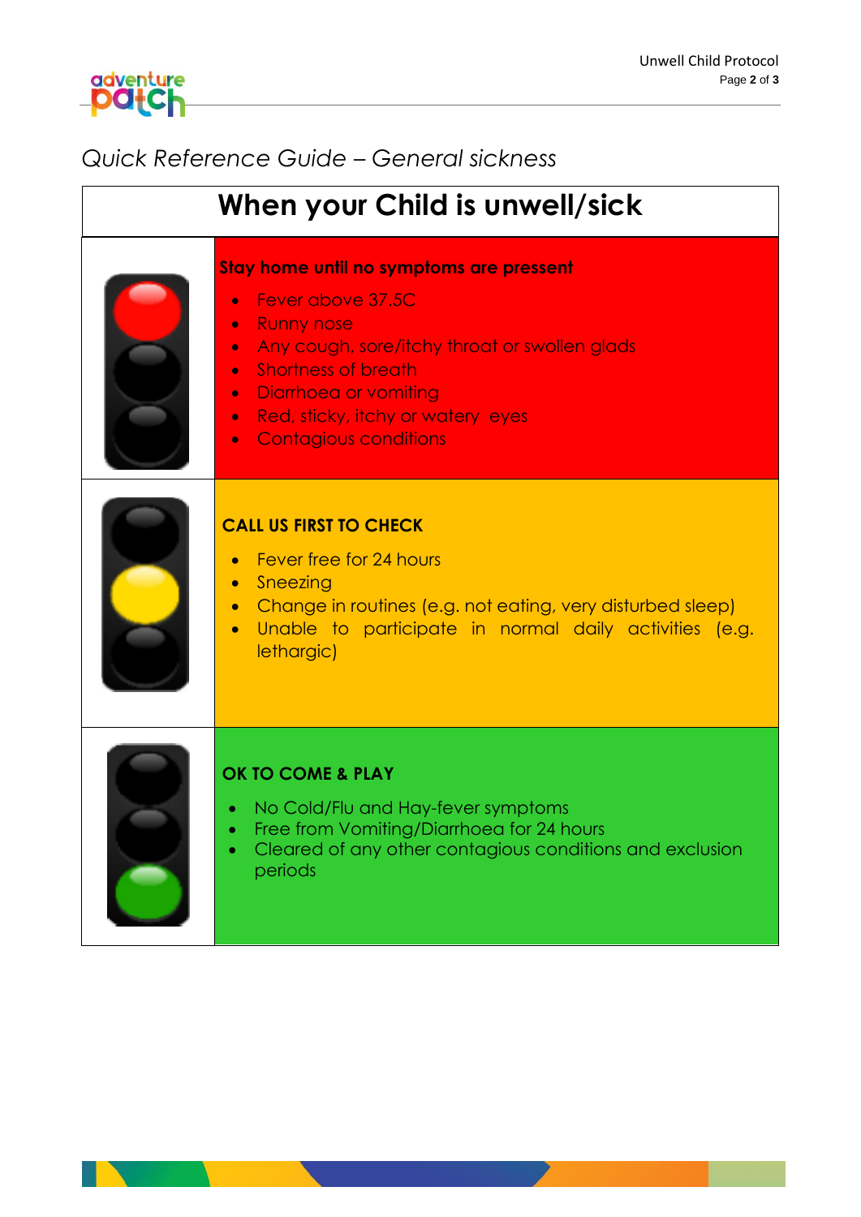*Quick Reference Guide – General sickness*

## When your Child is unwell/sick

**Stay home until no symptoms are pressent**

- Fever above 37.5C
- Runny nose
- Any cough, sore/itchy throat or swollen glads
- Shortness of breath
- Diarrhoea or vomiting
- Red, sticky, itchy or watery eyes
- Contagious conditions

**CALL US FIRST TO CHECK**

- Fever free for 24 hours
- Sneezing
- Change in routines (e.g. not eating, very disturbed sleep)
- Unable to participate in normal daily activities (e.g. lethargic)

**OK TO COME & PLAY**

- No Cold/Flu and Hay-fever symptoms
- Free from Vomiting/Diarrhoea for 24 hours
- Cleared of any other contagious conditions and exclusion periods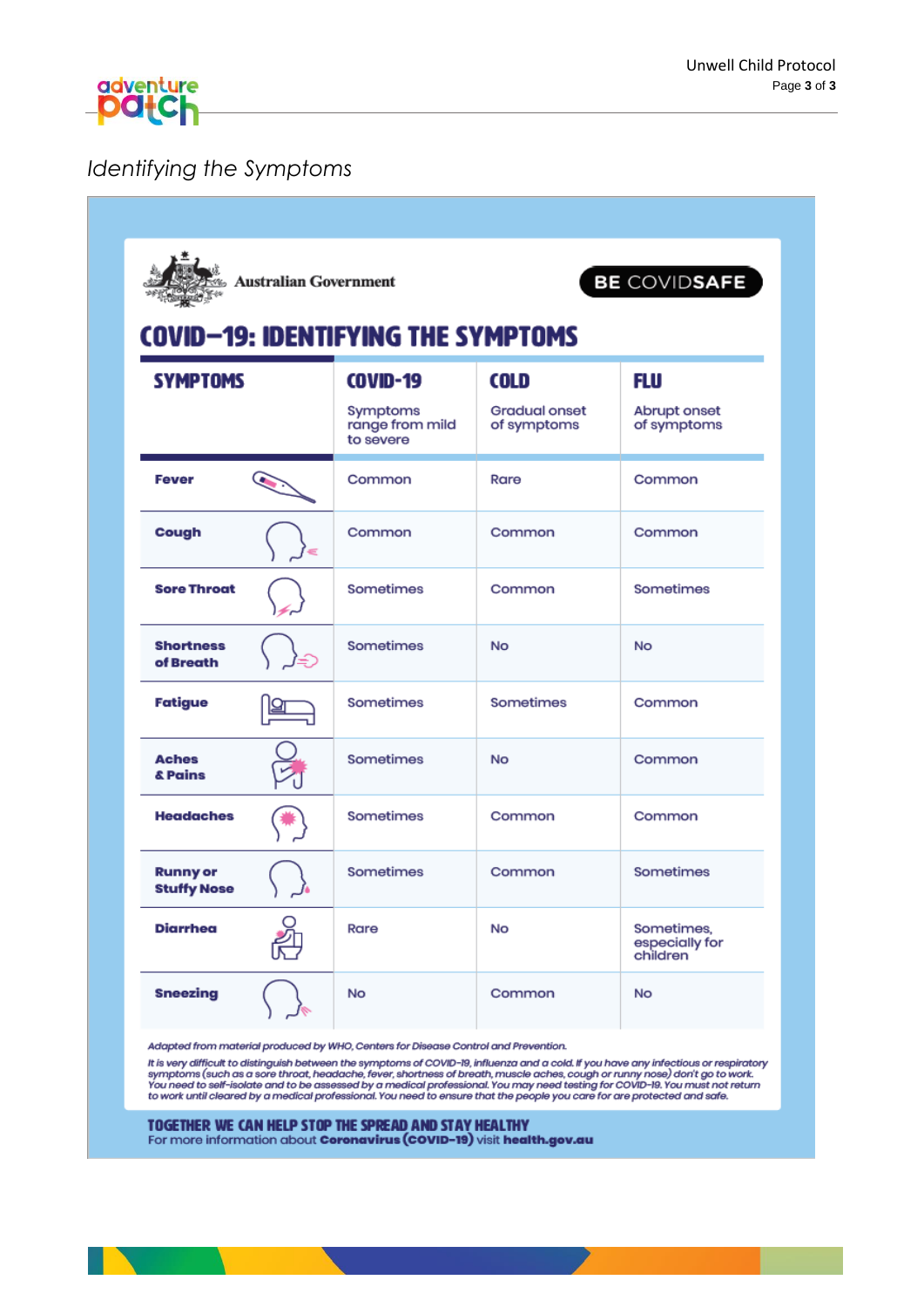*Identifying the Symptoms*

Australian Government

BE COVIDSAFE

# COVID-19: IDENTIFYING THE SYMPTOMS

| SYMPTOMS | COVID-19<br>Symptoms range from mild to severe | COLD<br>Gradual onset of symptoms | FLU<br>Abrupt onset of symptoms |
|---|---|---|---|
| **Fever** | Common | Rare | Common |
| **Cough** | Common | Common | Common |
| **Sore Throat** | Sometimes | Common | Sometimes |
| **Shortness of Breath** | Sometimes | No | No |
| **Fatigue** | Sometimes | Sometimes | Common |
| **Aches & Pains** | Sometimes | No | Common |
| **Headaches** | Sometimes | Common | Common |
| **Runny or Stuffy Nose** | Sometimes | Common | Sometimes |
| **Diarrhea** | Rare | No | Sometimes, especially for children |
| **Sneezing** | No | Common | No |

*Adapted from material produced by WHO, Centers for Disease Control and Prevention.*

*It is very difficult to distinguish between the symptoms of COVID-19, influenza and a cold. If you have any infectious or respiratory symptoms (such as a sore throat, headache, fever, shortness of breath, muscle aches, cough or runny nose) don't go to work. You need to self-isolate and to be assessed by a medical professional. You may need testing for COVID-19. You must not return to work until cleared by a medical professional. You need to ensure that the people you care for are protected and safe.*

**TOGETHER WE CAN HELP STOP THE SPREAD AND STAY HEALTHY**

For more information about **Coronavirus (COVID-19)** visit **health.gov.au**